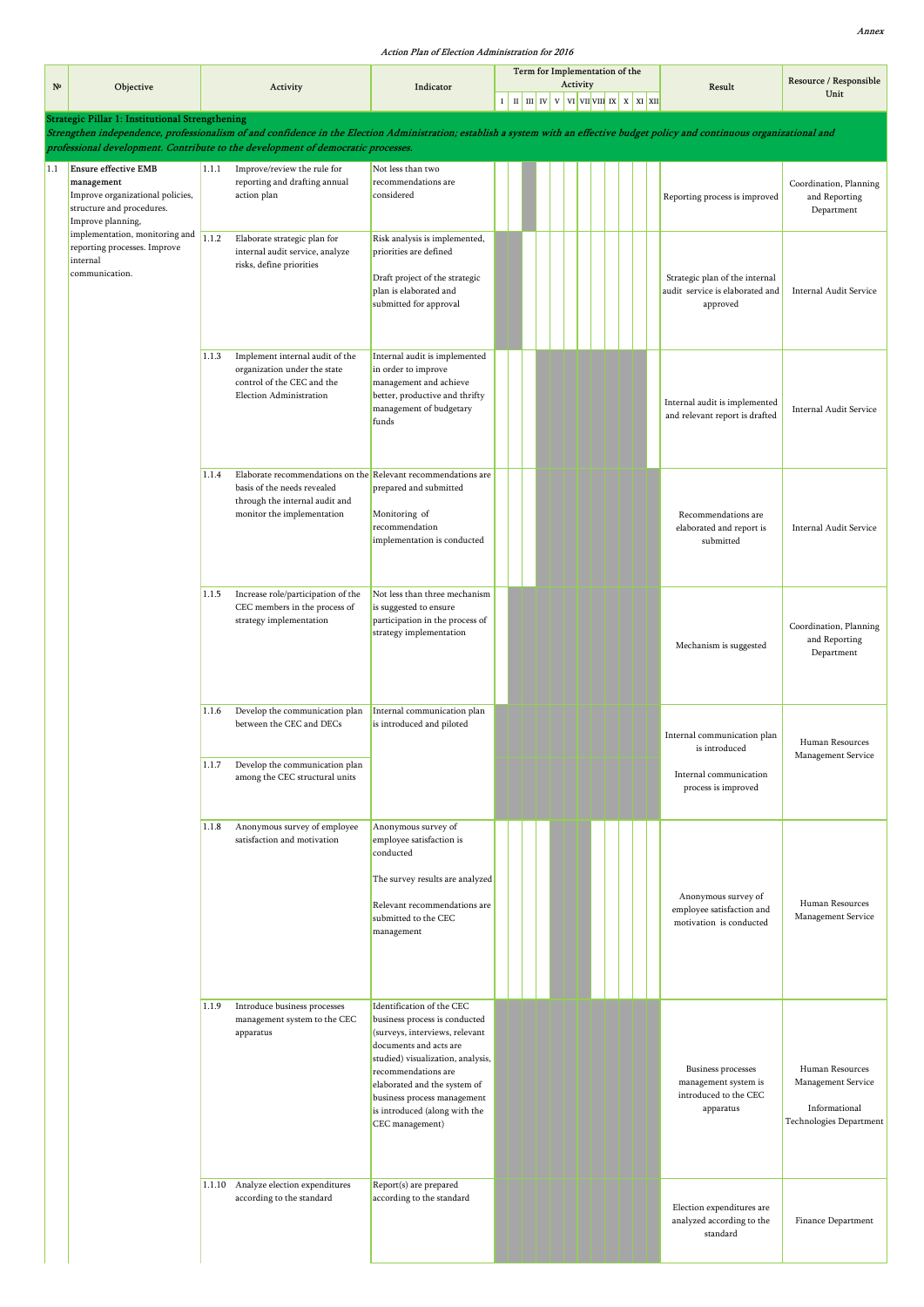*Annex*

*Action Plan of Election Administration for 2016*

| № | Objective | Activity | Indicator | I | II | III | IV | V | VI | VII | VIII | IX | X | XI | XII | Result | Resource / Responsible Unit |
|---|---|---|---|---|---|---|---|---|---|---|---|---|---|---|---|---|---|
| | | | | Term for Implementation of the Activity | | | | | | | | | | | | | |
| **Strategic Pillar 1: Institutional Strengthening** *Strengthen independence, professionalism of and confidence in the Election Administration; establish a system with an effective budget policy and continuous organizational and professional development. Contribute to the development of democratic processes.* | | | | | | | | | | | | | | | | | |
| 1.1 | **Ensure effective EMB management** Improve organizational policies, structure and procedures. Improve planning, implementation, monitoring and reporting processes. Improve internal communication. | 1.1.1 Improve/review the rule for reporting and drafting annual action plan | Not less than two recommendations are considered | | | ■ | | | | | | | | | | Reporting process is improved | Coordination, Planning and Reporting Department |
| | | 1.1.2 Elaborate strategic plan for internal audit service, analyze risks, define priorities | Risk analysis is implemented, priorities are defined<br><br>Draft project of the strategic plan is elaborated and submitted for approval | ■ | ■ | | | | | | | | | | | Strategic plan of the internal audit service is elaborated and approved | Internal Audit Service |
| | | 1.1.3 Implement internal audit of the organization under the state control of the CEC and the Election Administration | Internal audit is implemented in order to improve management and achieve better, productive and thrifty management of budgetary funds | | | | ■ | ■ | ■ | ■ | ■ | ■ | ■ | ■ | | Internal audit is implemented and relevant report is drafted | Internal Audit Service |
| | | 1.1.4 Elaborate recommendations on the basis of the needs revealed through the internal audit and monitor the implementation | Relevant recommendations are prepared and submitted<br><br>Monitoring of recommendation implementation is conducted | | | | ■ | ■ | ■ | ■ | ■ | ■ | ■ | ■ | ■ | Recommendations are elaborated and report is submitted | Internal Audit Service |
| | | 1.1.5 Increase role/participation of the CEC members in the process of strategy implementation | Not less than three mechanism is suggested to ensure participation in the process of strategy implementation | | ■ | ■ | ■ | ■ | ■ | ■ | ■ | ■ | ■ | ■ | ■ | Mechanism is suggested | Coordination, Planning and Reporting Department |
| | | 1.1.6 Develop the communication plan between the CEC and DECs | Internal communication plan is introduced and piloted | ■ | ■ | ■ | ■ | ■ | ■ | ■ | ■ | ■ | ■ | ■ | ■ | Internal communication plan is introduced | Human Resources Management Service |
| | | 1.1.7 Develop the communication plan among the CEC structural units | | ■ | ■ | ■ | ■ | ■ | ■ | ■ | ■ | ■ | ■ | ■ | ■ | Internal communication process is improved | |
| | | 1.1.8 Anonymous survey of employee satisfaction and motivation | Anonymous survey of employee satisfaction is conducted<br><br>The survey results are analyzed<br><br>Relevant recommendations are submitted to the CEC management | | | | | ■ | ■ | ■ | | | | | | Anonymous survey of employee satisfaction and motivation is conducted | Human Resources Management Service |
| | | 1.1.9 Introduce business processes management system to the CEC apparatus | Identification of the CEC business process is conducted (surveys, interviews, relevant documents and acts are studied) visualization, analysis, recommendations are elaborated and the system of business process management is introduced (along with the CEC management) | ■ | ■ | ■ | ■ | ■ | ■ | ■ | ■ | ■ | ■ | ■ | ■ | Business processes management system is introduced to the CEC apparatus | Human Resources Management Service<br><br>Informational Technologies Department |
| | | 1.1.10 Analyze election expenditures according to the standard | Report(s) are prepared according to the standard | ■ | ■ | ■ | ■ | ■ | ■ | ■ | ■ | ■ | ■ | ■ | ■ | Election expenditures are analyzed according to the standard | Finance Department |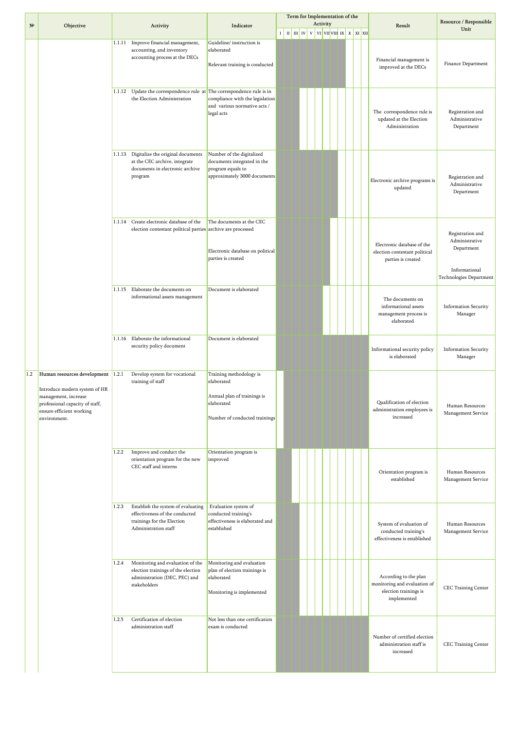| № | Objective | Activity | | Indicator | Term for Implementation of the Activity | | | | | | | | | | | | Result | Resource / Responsible Unit |
|---|---|---|---|---|---|---|---|---|---|---|---|---|---|---|---|---|---|---|
| | | | | | I | II | III | IV | V | VI | VII | VIII | IX | X | XI | XII | | |
| | | 1.1.11 | Improve financial management, accounting, and inventory accounting process at the DECs | Guideline/ instruction is elaborated<br><br>Relevant training is conducted | X | X | X | X | X | X | X | X | X | | | | Financial management is improved at the DECs | Finance Department |
| | | 1.1.12 | Update the correspondence rule at the Election Administration | The correspondence rule is in compliance with the legislation and various normative acts / legal acts | X | X | X | | | | | | | | | | The correspondence rule is updated at the Election Administration | Registration and Administrative Department |
| | | 1.1.13 | Digitalize the original documents at the CEC archive, integrate documents in electronic archive program | Number of the digitalized documents integrated in the program equals to approximately 3000 documents | X | X | X | X | X | X | X | X | | | | | Electronic archive programs is updated | Registration and Administrative Department |
| | | 1.1.14 | Create electronic database of the election contestant political parties | The documents at the CEC archive are processed<br><br>Electronic database on political parties is created | X | X | X | X | X | X | X | | | | | | Electronic database of the election contestant political parties is created | Registration and Administrative Department<br><br>Informational Technologies Department |
| | | 1.1.15 | Elaborate the documents on informational assets management | Document is elaborated | X | X | X | X | X | X | | | | | | | The documents on informational assets management process is elaborated | Information Security Manager |
| | | 1.1.16 | Elaborate the informational security policy document | Document is elaborated | X | X | X | X | X | X | X | X | X | X | X | X | Informational security policy is elaborated | Information Security Manager |
| 1.2 | **Human resources development**<br><br>Introduce modern system of HR management, increase professional capacity of staff, ensure efficient working environment. | 1.2.1 | Develop system for vocational training of staff | Training methodology is elaborated<br><br>Annual plan of trainings is elaborated<br><br>Number of conducted trainings | | X | X | X | X | X | X | X | X | X | X | X | Qualification of election administration employees is increased | Human Resources Management Service |
| | | 1.2.2 | Improve and conduct the orientation program for the new CEC staff and interns | Orientation program is improved | X | X | | | | | | | | | | | Orientation program is established | Human Resources Management Service |
| | | 1.2.3 | Establish the system of evaluating effectiveness of the conducted trainings for the Election Administration staff | Evaluation system of conducted training's effectiveness is elaborated and established | X | X | X | | | | | | | | | | System of evaluation of conducted training's effectiveness is established | Human Resources Management Service |
| | | 1.2.4 | Monitoring and evaluation of the election trainings of the election administration (DEC, PEC) and stakeholders | Monitoring and evaluation plan of election trainings is elaborated<br><br>Monitoring is implemented | X | X | X | | | | | | | | | | According to the plan monitoring and evaluation of election trainings is implemented | CEC Training Center |
| | | 1.2.5 | Certification of election administration staff | Not less than one certification exam is conducted | X | X | X | X | X | X | X | X | X | X | X | X | Number of certified election administration staff is increased | CEC Training Center |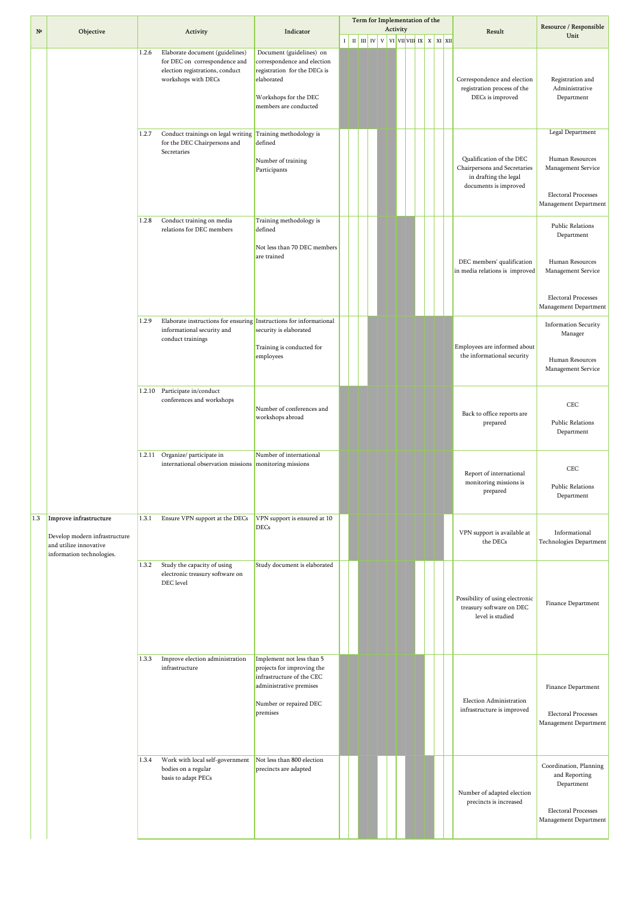| № | Objective | Activity | | Indicator | I | II | III | IV | V | VI | VII | VIII | IX | X | XI | XII | Result | Resource / Responsible Unit |
|---|---|---|---|---|---|---|---|---|---|---|---|---|---|---|---|---|---|---|
| | | 1.2.6 | Elaborate document (guidelines) for DEC on correspondence and election registrations, conduct workshops with DECs | Document (guidelines) on correspondence and election registration for the DECs is elaborated<br><br>Workshops for the DEC members are conducted | X | X | X | X | X | X | | | | | | | Correspondence and election registration process of the DECs is improved | Registration and Administrative Department |
| | | 1.2.7 | Conduct trainings on legal writing for the DEC Chairpersons and Secretaries | Training methodology is defined<br><br>Number of training Participants | | | | | X | X | | | | | | | Qualification of the DEC Chairpersons and Secretaries in drafting the legal documents is improved | Legal Department<br><br>Human Resources Management Service<br><br>Electoral Processes Management Department |
| | | 1.2.8 | Conduct training on media relations for DEC members | Training methodology is defined<br><br>Not less than 70 DEC members are trained | | | | | X | X | X | X | | | | | DEC members' qualification in media relations is improved | Public Relations Department<br><br>Human Resources Management Service<br><br>Electoral Processes Management Department |
| | | 1.2.9 | Elaborate instructions for ensuring informational security and conduct trainings | Instructions for informational security is elaborated<br><br>Training is conducted for employees | | | | X | X | X | X | X | X | X | X | X | Employees are informed about the informational security | Information Security Manager<br><br>Human Resources Management Service |
| | | 1.2.10 | Participate in/conduct conferences and workshops | Number of conferences and workshops abroad | X | X | X | X | X | X | X | X | X | X | X | X | Back to office reports are prepared | CEC<br><br>Public Relations Department |
| | | 1.2.11 | Organize/ participate in international observation missions | Number of international monitoring missions | X | X | X | X | X | X | X | X | X | X | X | X | Report of international monitoring missions is prepared | CEC<br><br>Public Relations Department |
| 1.3 | Improve infrastructure<br><br>Develop modern infrastructure and utilize innovative information technologies. | 1.3.1 | Ensure VPN support at the DECs | VPN support is ensured at 10 DECs | | X | X | X | X | X | X | X | X | X | X | | VPN support is available at the DECs | Informational Technologies Department |
| | | 1.3.2 | Study the capacity of using electronic treasury software on DEC level | Study document is elaborated | | | X | X | X | X | X | X | | | | | Possibility of using electronic treasury software on DEC level is studied | Finance Department |
| | | 1.3.3 | Improve election administration infrastructure | Implement not less than 5 projects for improving the infrastructure of the CEC administrative premises<br><br>Number or repaired DEC premises | X | X | X | X | X | X | X | X | X | | | | Election Administration infrastructure is improved | Finance Department<br><br>Electoral Processes Management Department |
| | | 1.3.4 | Work with local self-government bodies on a regular basis to adapt PECs | Not less than 800 election precincts are adapted | | | X | X | | | | | | X | | | Number of adapted election precincts is increased | Coordination, Planning and Reporting Department<br><br>Electoral Processes Management Department |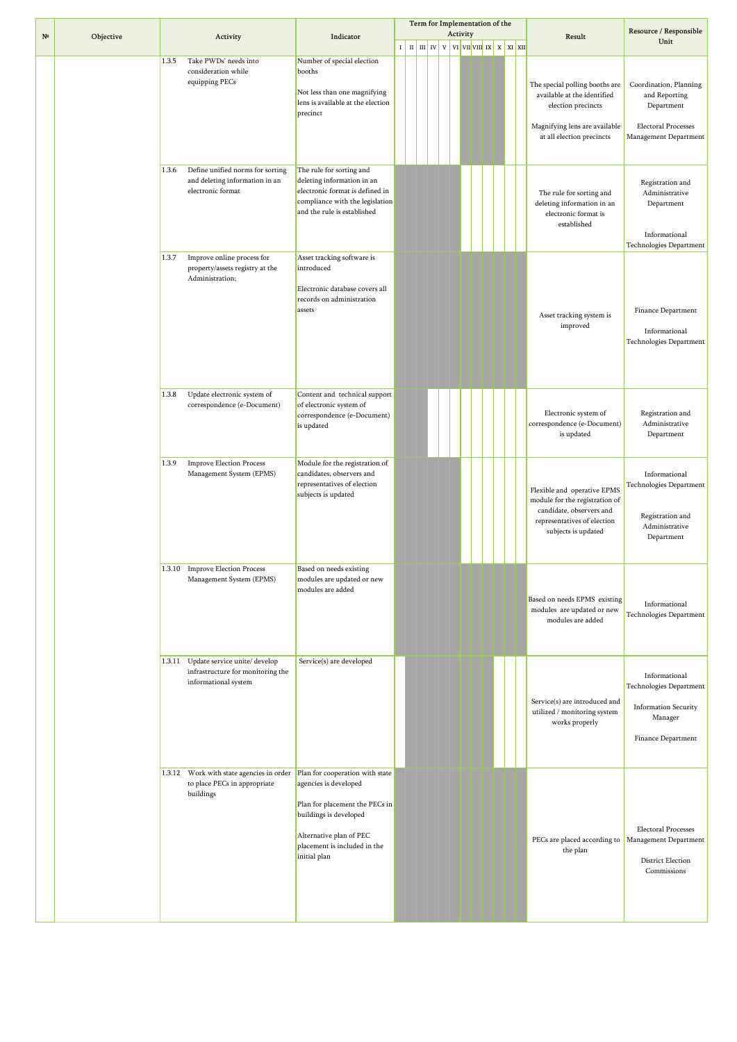| № | Objective | Activity | | Indicator | Term for Implementation of the Activity | | | | | | | | | | | | Result | Resource / Responsible Unit |
|---|---|---|---|---|---|---|---|---|---|---|---|---|---|---|---|---|---|---|
| | | | | | I | II | III | IV | V | VI | VII | VIII | IX | X | XI | XII | | |
| | | 1.3.5 | Take PWDs' needs into consideration while equipping PECs | Number of special election booths<br><br>Not less than one magnifying lens is available at the election precinct | | | | | | | ■ | ■ | ■ | ■ | | | The special polling booths are available at the identified election precincts<br><br>Magnifying lens are available at all election precincts | Coordination, Planning and Reporting Department<br><br>Electoral Processes Management Department |
| | | 1.3.6 | Define unified norms for sorting and deleting information in an electronic format | The rule for sorting and deleting information in an electronic format is defined in compliance with the legislation and the rule is established | ■ | ■ | ■ | ■ | ■ | ■ | | | | | | | The rule for sorting and deleting information in an electronic format is established | Registration and Administrative Department<br><br>Informational Technologies Department |
| | | 1.3.7 | Improve online process for property/assets registry at the Administration; | Asset tracking software is introduced<br><br>Electronic database covers all records on administration assets | ■ | ■ | ■ | ■ | ■ | ■ | ■ | ■ | ■ | ■ | ■ | ■ | Asset tracking system is improved | Finance Department<br><br>Informational Technologies Department |
| | | 1.3.8 | Update electronic system of correspondence (e-Document) | Content and technical support of electronic system of correspondence (e-Document) is updated | ■ | ■ | ■ | | | | | | | | | | Electronic system of correspondence (e-Document) is updated | Registration and Administrative Department |
| | | 1.3.9 | Improve Election Process Management System (EPMS) | Module for the registration of candidates, observers and representatives of election subjects is updated | ■ | ■ | ■ | ■ | ■ | ■ | | | | | | | Flexible and operative EPMS module for the registration of candidate, observers and representatives of election subjects is updated | Informational Technologies Department<br><br>Registration and Administrative Department |
| | | 1.3.10 | Improve Election Process Management System (EPMS) | Based on needs existing modules are updated or new modules are added | ■ | ■ | ■ | ■ | ■ | ■ | ■ | ■ | ■ | ■ | ■ | ■ | Based on needs EPMS existing modules are updated or new modules are added | Informational Technologies Department |
| | | 1.3.11 | Update service unite/ develop infrastructure for monitoring the informational system | Service(s) are developed | | ■ | ■ | ■ | ■ | ■ | ■ | ■ | ■ | | | | Service(s) are introduced and utilized / monitoring system works properly | Informational Technologies Department<br><br>Information Security Manager<br><br>Finance Department |
| | | 1.3.12 | Work with state agencies in order to place PECs in appropriate buildings | Plan for cooperation with state agencies is developed<br><br>Plan for placement the PECs in buildings is developed<br><br>Alternative plan of PEC placement is included in the initial plan | ■ | ■ | ■ | ■ | ■ | ■ | ■ | ■ | ■ | ■ | ■ | ■ | PECs are placed according to the plan | Electoral Processes Management Department<br><br>District Election Commissions |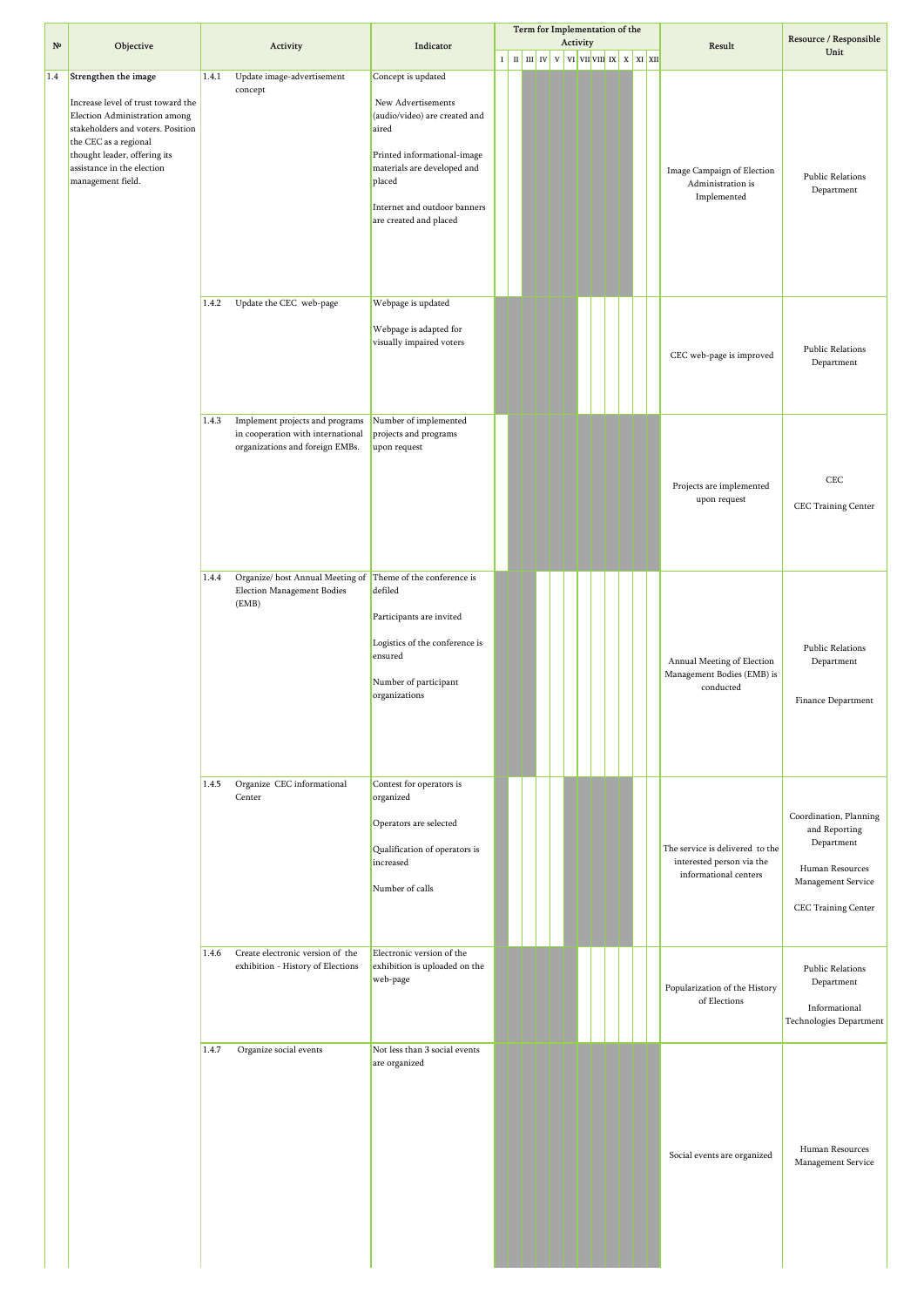| № | Objective | Activity | | Indicator | Term for Implementation of the Activity | | | | | | | | | | | | Result | Resource / Responsible Unit |
|---|---|---|---|---|---|---|---|---|---|---|---|---|---|---|---|---|---|---|
| | | | | | I | II | III | IV | V | VI | VII | VIII | IX | X | XI | XII | | |
| 1.4 | **Strengthen the image**<br><br>Increase level of trust toward the Election Administration among stakeholders and voters. Position the CEC as a regional thought leader, offering its assistance in the election management field. | 1.4.1 | Update image-advertisement concept | Concept is updated<br><br>New Advertisements (audio/video) are created and aired<br><br>Printed informational-image materials are developed and placed<br><br>Internet and outdoor banners are created and placed | | | ■ | ■ | ■ | ■ | ■ | ■ | ■ | | | | Image Campaign of Election Administration is Implemented | Public Relations Department |
| | | 1.4.2 | Update the CEC web-page | Webpage is updated<br><br>Webpage is adapted for visually impaired voters | ■ | ■ | ■ | ■ | ■ | ■ | | | | | | | CEC web-page is improved | Public Relations Department |
| | | 1.4.3 | Implement projects and programs in cooperation with international organizations and foreign EMBs. | Number of implemented projects and programs upon request | | ■ | ■ | ■ | ■ | ■ | ■ | ■ | ■ | ■ | ■ | ■ | Projects are implemented upon request | CEC<br><br>CEC Training Center |
| | | 1.4.4 | Organize/ host Annual Meeting of Election Management Bodies (EMB) | Theme of the conference is defiled<br><br>Participants are invited<br><br>Logistics of the conference is ensured<br><br>Number of participant organizations | ■ | ■ | ■ | | | | | | | | | | Annual Meeting of Election Management Bodies (EMB) is conducted | Public Relations Department<br><br>Finance Department |
| | | 1.4.5 | Organize CEC informational Center | Contest for operators is organized<br><br>Operators are selected<br><br>Qualification of operators is increased<br><br>Number of calls | ■ | | | | | ■ | ■ | ■ | ■ | | | | The service is delivered to the interested person via the informational centers | Coordination, Planning and Reporting Department<br><br>Human Resources Management Service<br><br>CEC Training Center |
| | | 1.4.6 | Create electronic version of the exhibition - History of Elections | Electronic version of the exhibition is uploaded on the web-page | ■ | ■ | ■ | ■ | ■ | ■ | | | | | | | Popularization of the History of Elections | Public Relations Department<br><br>Informational Technologies Department |
| | | 1.4.7 | Organize social events | Not less than 3 social events are organized | ■ | ■ | ■ | ■ | ■ | ■ | ■ | ■ | ■ | ■ | ■ | ■ | Social events are organized | Human Resources Management Service |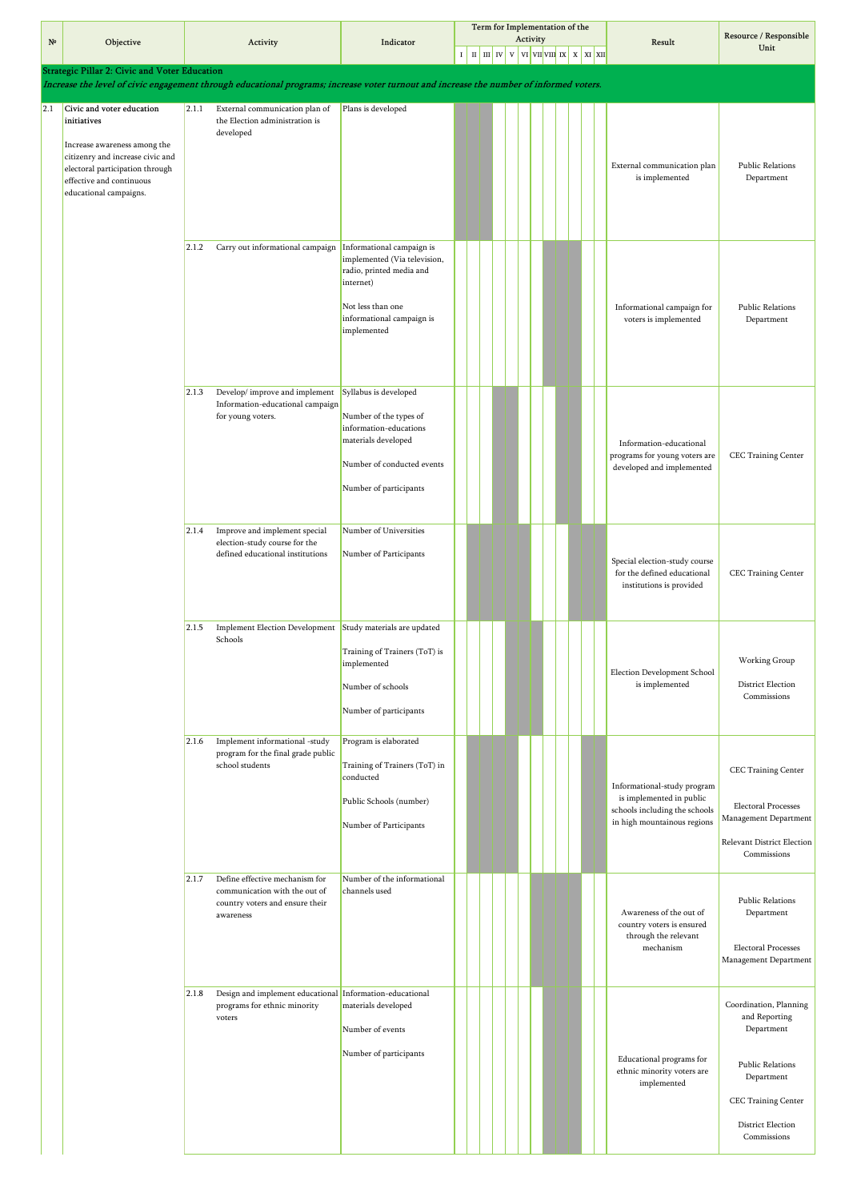| № | Objective | | Activity | Indicator | Term for Implementation of the Activity | | | | | | | | | | | | Result | Resource / Responsible Unit |
|---|---|---|---|---|---|---|---|---|---|---|---|---|---|---|---|---|---|---|
| | | | | | I | II | III | IV | V | VI | VII | VIII | IX | X | XI | XII | | |
| **Strategic Pillar 2: Civic and Voter Education**<br>*Increase the level of civic engagement through educational programs; increase voter turnout and increase the number of informed voters.* | | | | | | | | | | | | | | | | | | |
| 2.1 | **Civic and voter education initiatives**<br><br>Increase awareness among the citizenry and increase civic and electoral participation through effective and continuous educational campaigns. | 2.1.1 | External communication plan of the Election administration is developed | Plans is developed | ■ | ■ | ■ | | | | | | | | | | External communication plan is implemented | Public Relations Department |
| | | 2.1.2 | Carry out informational campaign | Informational campaign is implemented (Via television, radio, printed media and internet)<br><br>Not less than one informational campaign is implemented | | | | | | | | ■ | ■ | ■ | | | Informational campaign for voters is implemented | Public Relations Department |
| | | 2.1.3 | Develop/ improve and implement Information-educational campaign for young voters. | Syllabus is developed<br><br>Number of the types of information-educations materials developed<br><br>Number of conducted events<br><br>Number of participants | | | | ■ | ■ | | | | ■ | ■ | | | Information-educational programs for young voters are developed and implemented | CEC Training Center |
| | | 2.1.4 | Improve and implement special election-study course for the defined educational institutions | Number of Universities<br><br>Number of Participants | | ■ | ■ | ■ | ■ | ■ | | | | ■ | ■ | ■ | Special election-study course for the defined educational institutions is provided | CEC Training Center |
| | | 2.1.5 | Implement Election Development Schools | Study materials are updated<br><br>Training of Trainers (ToT) is implemented<br><br>Number of schools<br><br>Number of participants | | | | | ■ | ■ | ■ | | | | | | Election Development School is implemented | Working Group<br><br>District Election Commissions |
| | | 2.1.6 | Implement informational -study program for the final grade public school students | Program is elaborated<br><br>Training of Trainers (ToT) in conducted<br><br>Public Schools (number)<br><br>Number of Participants | | ■ | ■ | ■ | ■ | | | | | | ■ | ■ | Informational-study program is implemented in public schools including the schools in high mountainous regions | CEC Training Center<br><br>Electoral Processes Management Department<br><br>Relevant District Election Commissions |
| | | 2.1.7 | Define effective mechanism for communication with the out of country voters and ensure their awareness | Number of the informational channels used | | | | | | | ■ | ■ | ■ | ■ | | | Awareness of the out of country voters is ensured through the relevant mechanism | Public Relations Department<br><br>Electoral Processes Management Department |
| | | 2.1.8 | Design and implement educational programs for ethnic minority voters | Information-educational materials developed<br><br>Number of events<br><br>Number of participants | | | | | | | | ■ | ■ | ■ | | | Educational programs for ethnic minority voters are implemented | Coordination, Planning and Reporting Department<br><br>Public Relations Department<br><br>CEC Training Center<br><br>District Election Commissions |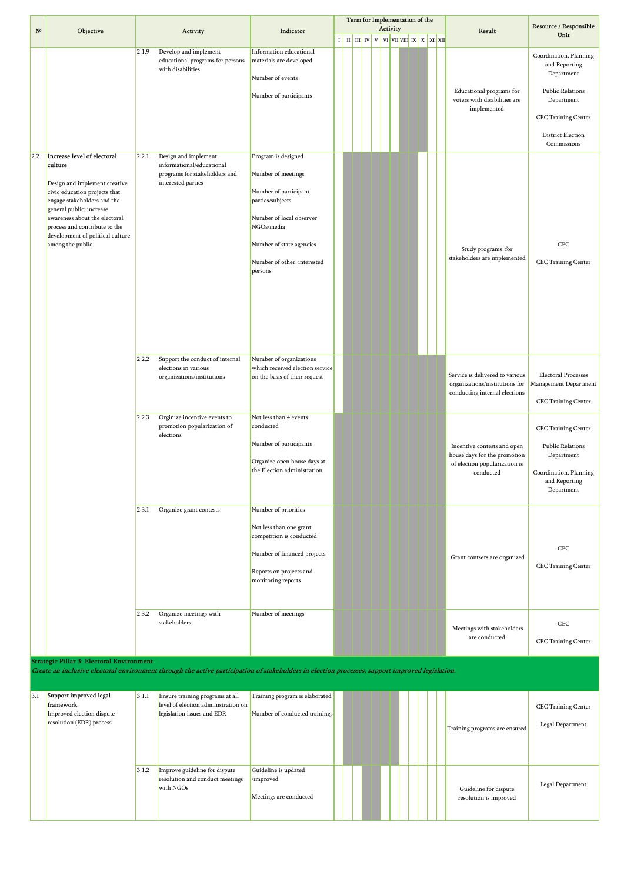| № | Objective | | Activity | Indicator | I | II | III | IV | V | VI | VII | VIII | IX | X | XI | XII | Result | Resource / Responsible Unit |
|---|---|---|---|---|---|---|---|---|---|---|---|---|---|---|---|---|---|---|
| | | 2.1.9 | Develop and implement educational programs for persons with disabilities | Information educational materials are developed<br><br>Number of events<br><br>Number of participants | | | | | | | | X | X | X | | | Educational programs for voters with disabilities are implemented | Coordination, Planning and Reporting Department<br><br>Public Relations Department<br><br>CEC Training Center<br><br>District Election Commissions |
| 2.2 | **Increase level of electoral culture**<br><br>Design and implement creative civic education projects that engage stakeholders and the general public; increase awareness about the electoral process and contribute to the development of political culture among the public. | 2.2.1 | Design and implement informational/educational programs for stakeholders and interested parties | Program is designed<br><br>Number of meetings<br><br>Number of participant parties/subjects<br><br>Number of local observer NGOs/media<br><br>Number of state agencies<br><br>Number of other interested persons | | X | X | X | X | X | X | X | X | | | | Study programs for stakeholders are implemented | CEC<br><br>CEC Training Center |
| | | 2.2.2 | Support the conduct of internal elections in various organizations/institutions | Number of organizations which received election service on the basis of their request | | X | X | X | X | X | X | X | X | X | X | X | Service is delivered to various organizations/institutions for conducting internal elections | Electoral Processes Management Department<br><br>CEC Training Center |
| | | 2.2.3 | Orginize incentive events to promotion popularization of elections | Not less than 4 events conducted<br><br>Number of participants<br><br>Organize open house days at the Election administration | X | X | X | X | X | X | X | X | X | X | X | X | Incentive contests and open house days for the promotion of election popularization is conducted | CEC Training Center<br><br>Public Relations Department<br><br>Coordination, Planning and Reporting Department |
| | | 2.3.1 | Organize grant contests | Number of priorities<br><br>Not less than one grant competition is conducted<br><br>Number of financed projects<br><br>Reports on projects and monitoring reports | X | X | X | X | X | X | X | X | X | X | X | X | Grant contsers are organized | CEC<br><br>CEC Training Center |
| | | 2.3.2 | Organize meetings with stakeholders | Number of meetings | X | X | X | X | X | X | X | X | X | X | X | X | Meetings with stakeholders are conducted | CEC<br><br>CEC Training Center |
| **Strategic Pillar 3: Electoral Environment**<br>*Create an inclusive electoral environment through the active participation of stakeholders in election processes, support improved legislation.* | | | | | | | | | | | | | | | | | | |
| 3.1 | **Support improved legal framework**<br>Improved election dispute resolution (EDR) process | 3.1.1 | Ensure training programs at all level of election administration on legislation issues and EDR | Training program is elaborated<br><br>Number of conducted trainings | | X | X | X | X | X | X | | | | | | Training programs are ensured | CEC Training Center<br><br>Legal Department |
| | | 3.1.2 | Improve guideline for dispute resolution and conduct meetings with NGOs | Guideline is updated /improved<br><br>Meetings are conducted | | | | X | X | | | | | | | | Guideline for dispute resolution is improved | Legal Department |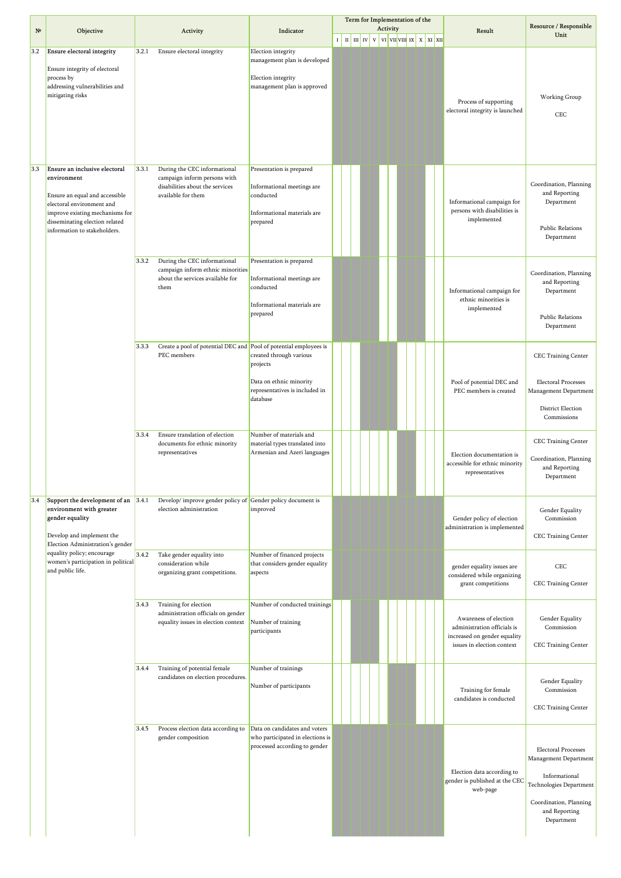| № | Objective | Activity | | Indicator | Term for Implementation of the Activity | | | | | | | | | | | | Result | Resource / Responsible Unit |
|---|---|---|---|---|---|---|---|---|---|---|---|---|---|---|---|---|---|---|
| | | | | | I | II | III | IV | V | VI | VII | VIII | IX | X | XI | XII | | |
| 3.2 | **Ensure electoral integrity**<br><br>Ensure integrity of electoral process by addressing vulnerabilities and mitigating risks | 3.2.1 | Ensure electoral integrity | Election integrity management plan is developed<br><br>Election integrity management plan is approved | | | | | | | | | | | | | Process of supporting electoral integrity is launched | Working Group<br><br>CEC |
| 3.3 | **Ensure an inclusive electoral environment**<br><br>Ensure an equal and accessible electoral environment and improve existing mechanisms for disseminating election related information to stakeholders. | 3.3.1 | During the CEC informational campaign inform persons with disabilities about the services available for them | Presentation is prepared<br><br>Informational meetings are conducted<br><br>Informational materials are prepared | | | | | | | | | | | | | Informational campaign for persons with disabilities is implemented | Coordination, Planning and Reporting Department<br><br>Public Relations Department |
| | | 3.3.2 | During the CEC informational campaign inform ethnic minorities about the services available for them | Presentation is prepared<br><br>Informational meetings are conducted<br><br>Informational materials are prepared | | | | | | | | | | | | | Informational campaign for ethnic minorities is implemented | Coordination, Planning and Reporting Department<br><br>Public Relations Department |
| | | 3.3.3 | Create a pool of potential DEC and PEC members | Pool of potential employees is created through various projects<br><br>Data on ethnic minority representatives is included in database | | | | | | | | | | | | | Pool of potential DEC and PEC members is created | CEC Training Center<br><br>Electoral Processes Management Department<br><br>District Election Commissions |
| | | 3.3.4 | Ensure translation of election documents for ethnic minority representatives | Number of materials and material types translated into Armenian and Azeri languages | | | | | | | | | | | | | Election documentation is accessible for ethnic minority representatives | CEC Training Center<br><br>Coordination, Planning and Reporting Department |
| 3.4 | **Support the development of an environment with greater gender equality**<br><br>Develop and implement the Election Administration's gender equality policy; encourage women's participation in political and public life. | 3.4.1 | Develop/ improve gender policy of election administration | Gender policy document is improved | | | | | | | | | | | | | Gender policy of election administration is implemented | Gender Equality Commission<br><br>CEC Training Center |
| | | 3.4.2 | Take gender equality into consideration while organizing grant competitions. | Number of financed projects that considers gender equality aspects | | | | | | | | | | | | | gender equality issues are considered while organizing grant competitions | CEC<br><br>CEC Training Center |
| | | 3.4.3 | Training for election administration officials on gender equality issues in election context | Number of conducted trainings<br><br>Number of training participants | | | | | | | | | | | | | Awareness of election administration officials is increased on gender equality issues in election context | Gender Equality Commission<br><br>CEC Training Center |
| | | 3.4.4 | Training of potential female candidates on election procedures. | Number of trainings<br><br>Number of participants | | | | | | | | | | | | | Training for female candidates is conducted | Gender Equality Commission<br><br>CEC Training Center |
| | | 3.4.5 | Process election data according to gender composition | Data on candidates and voters who participated in elections is processed according to gender | | | | | | | | | | | | | Election data according to gender is published at the CEC web-page | Electoral Processes Management Department<br><br>Informational Technologies Department<br><br>Coordination, Planning and Reporting Department |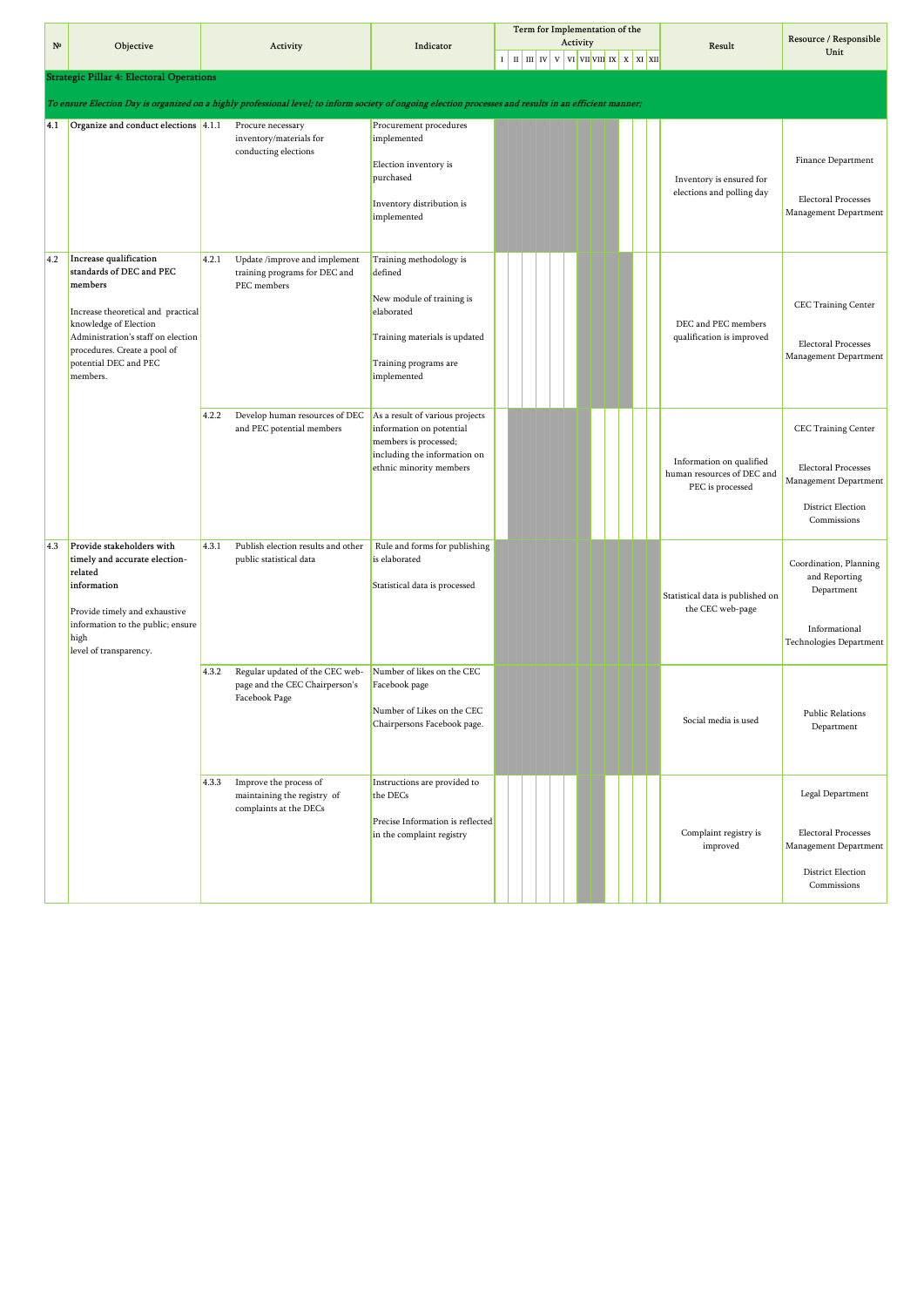| № | Objective | Activity | | Indicator | Term for Implementation of the Activity | | | | | | | | | | | | Result | Resource / Responsible Unit |
|---|---|---|---|---|---|---|---|---|---|---|---|---|---|---|---|---|---|---|
| | | | | | I | II | III | IV | V | VI | VII | VIII | IX | X | XI | XII | | |
| **Strategic Pillar 4: Electoral Operations** | | | | | | | | | | | | | | | | | | |
| *To ensure Election Day is organized on a highly professional level; to inform society of ongoing election processes and results in an efficient manner;* | | | | | | | | | | | | | | | | | | |
| 4.1 | **Organize and conduct elections** | 4.1.1 | Procure necessary inventory/materials for conducting elections | Procurement procedures implemented<br><br>Election inventory is purchased<br><br>Inventory distribution is implemented | | | | | | | | | | | | | Inventory is ensured for elections and polling day | Finance Department<br><br>Electoral Processes Management Department |
| 4.2 | **Increase qualification standards of DEC and PEC members**<br><br>Increase theoretical and practical knowledge of Election Administration's staff on election procedures. Create a pool of potential DEC and PEC members. | 4.2.1 | Update /improve and implement training programs for DEC and PEC members | Training methodology is defined<br><br>New module of training is elaborated<br><br>Training materials is updated<br><br>Training programs are implemented | | | | | | | | | | | | | DEC and PEC members qualification is improved | CEC Training Center<br><br>Electoral Processes Management Department |
| | | 4.2.2 | Develop human resources of DEC and PEC potential members | As a result of various projects information on potential members is processed; including the information on ethnic minority members | | | | | | | | | | | | | Information on qualified human resources of DEC and PEC is processed | CEC Training Center<br><br>Electoral Processes Management Department<br><br>District Election Commissions |
| 4.3 | **Provide stakeholders with timely and accurate election-related information**<br><br>Provide timely and exhaustive information to the public; ensure high level of transparency. | 4.3.1 | Publish election results and other public statistical data | Rule and forms for publishing is elaborated<br><br>Statistical data is processed | | | | | | | | | | | | | Statistical data is published on the CEC web-page | Coordination, Planning and Reporting Department<br><br>Informational Technologies Department |
| | | 4.3.2 | Regular updated of the CEC web-page and the CEC Chairperson's Facebook Page | Number of likes on the CEC Facebook page<br><br>Number of Likes on the CEC Chairpersons Facebook page. | | | | | | | | | | | | | Social media is used | Public Relations Department |
| | | 4.3.3 | Improve the process of maintaining the registry of complaints at the DECs | Instructions are provided to the DECs<br><br>Precise Information is reflected in the complaint registry | | | | | | | | | | | | | Complaint registry is improved | Legal Department<br><br>Electoral Processes Management Department<br><br>District Election Commissions |